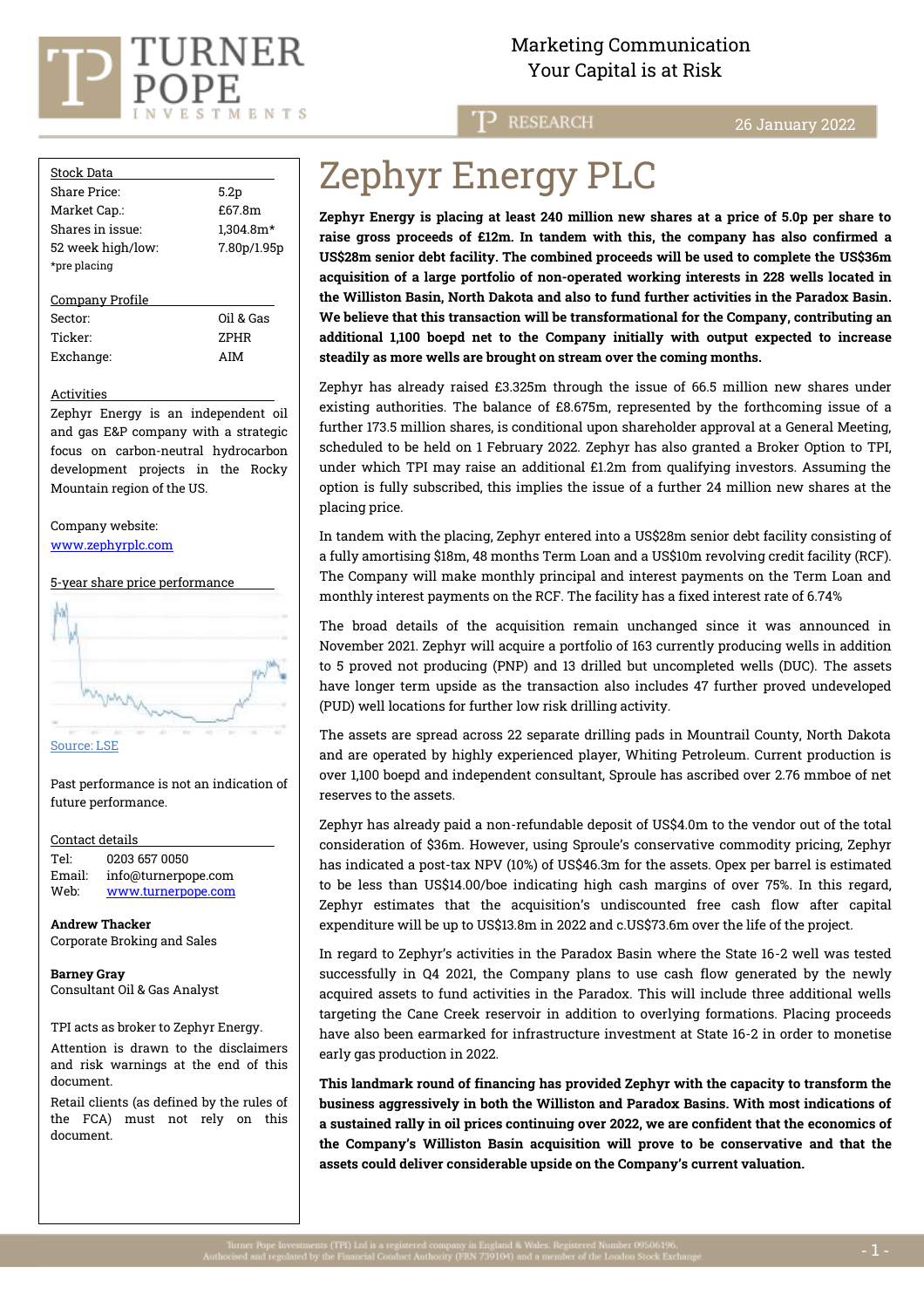Marketing Communication
Your Capital is at Risk

RESEARCH — 26 January 2022

# Zephyr Energy PLC

**Zephyr Energy is placing at least 240 million new shares at a price of 5.0p per share to raise gross proceeds of £12m. In tandem with this, the company has also confirmed a US$28m senior debt facility. The combined proceeds will be used to complete the US$36m acquisition of a large portfolio of non-operated working interests in 228 wells located in the Williston Basin, North Dakota and also to fund further activities in the Paradox Basin. We believe that this transaction will be transformational for the Company, contributing an additional 1,100 boepd net to the Company initially with output expected to increase steadily as more wells are brought on stream over the coming months.**

Zephyr has already raised £3.325m through the issue of 66.5 million new shares under existing authorities. The balance of £8.675m, represented by the forthcoming issue of a further 173.5 million shares, is conditional upon shareholder approval at a General Meeting, scheduled to be held on 1 February 2022. Zephyr has also granted a Broker Option to TPI, under which TPI may raise an additional £1.2m from qualifying investors. Assuming the option is fully subscribed, this implies the issue of a further 24 million new shares at the placing price.

In tandem with the placing, Zephyr entered into a US$28m senior debt facility consisting of a fully amortising $18m, 48 months Term Loan and a US$10m revolving credit facility (RCF). The Company will make monthly principal and interest payments on the Term Loan and monthly interest payments on the RCF. The facility has a fixed interest rate of 6.74%

The broad details of the acquisition remain unchanged since it was announced in November 2021. Zephyr will acquire a portfolio of 163 currently producing wells in addition to 5 proved not producing (PNP) and 13 drilled but uncompleted wells (DUC). The assets have longer term upside as the transaction also includes 47 further proved undeveloped (PUD) well locations for further low risk drilling activity.

The assets are spread across 22 separate drilling pads in Mountrail County, North Dakota and are operated by highly experienced player, Whiting Petroleum. Current production is over 1,100 boepd and independent consultant, Sproule has ascribed over 2.76 mmboe of net reserves to the assets.

Zephyr has already paid a non-refundable deposit of US$4.0m to the vendor out of the total consideration of $36m. However, using Sproule's conservative commodity pricing, Zephyr has indicated a post-tax NPV (10%) of US$46.3m for the assets. Opex per barrel is estimated to be less than US$14.00/boe indicating high cash margins of over 75%. In this regard, Zephyr estimates that the acquisition's undiscounted free cash flow after capital expenditure will be up to US$13.8m in 2022 and c.US$73.6m over the life of the project.

In regard to Zephyr's activities in the Paradox Basin where the State 16-2 well was tested successfully in Q4 2021, the Company plans to use cash flow generated by the newly acquired assets to fund activities in the Paradox. This will include three additional wells targeting the Cane Creek reservoir in addition to overlying formations. Placing proceeds have also been earmarked for infrastructure investment at State 16-2 in order to monetise early gas production in 2022.

**This landmark round of financing has provided Zephyr with the capacity to transform the business aggressively in both the Williston and Paradox Basins. With most indications of a sustained rally in oil prices continuing over 2022, we are confident that the economics of the Company's Williston Basin acquisition will prove to be conservative and that the assets could deliver considerable upside on the Company's current valuation.**

**Stock Data**

| | |
|---|---|
| Share Price: | 5.2p |
| Market Cap.: | £67.8m |
| Shares in issue: | 1,304.8m* |
| 52 week high/low: | 7.80p/1.95p |

*pre placing

**Company Profile**

| | |
|---|---|
| Sector: | Oil & Gas |
| Ticker: | ZPHR |
| Exchange: | AIM |

**Activities**

Zephyr Energy is an independent oil and gas E&P company with a strategic focus on carbon-neutral hydrocarbon development projects in the Rocky Mountain region of the US.

Company website:
www.zephyrplc.com

**5-year share price performance**

Source: LSE

Past performance is not an indication of future performance.

**Contact details**

Tel: 0203 657 0050
Email: info@turnerpope.com
Web: www.turnerpope.com

**Andrew Thacker**
Corporate Broking and Sales

**Barney Gray**
Consultant Oil & Gas Analyst

TPI acts as broker to Zephyr Energy.

Attention is drawn to the disclaimers and risk warnings at the end of this document.

Retail clients (as defined by the rules of the FCA) must not rely on this document.

Turner Pope Investments (TPI) Ltd is a registered company in England & Wales. Registered Number 09506196.
Authorised and regulated by the Financial Conduct Authority (FRN 739104) and a member of the London Stock Exchange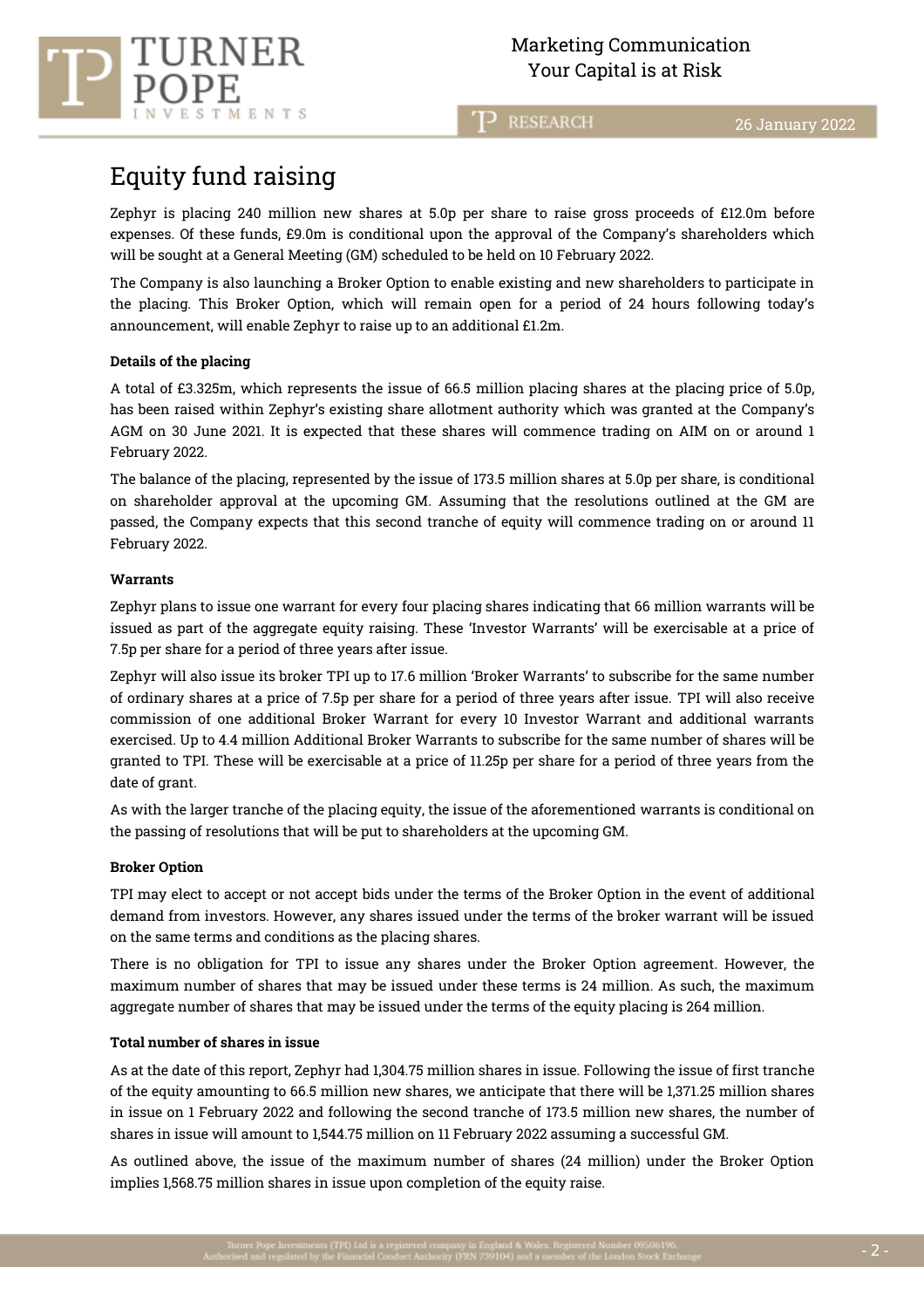# Equity fund raising

Zephyr is placing 240 million new shares at 5.0p per share to raise gross proceeds of £12.0m before expenses. Of these funds, £9.0m is conditional upon the approval of the Company's shareholders which will be sought at a General Meeting (GM) scheduled to be held on 10 February 2022.

The Company is also launching a Broker Option to enable existing and new shareholders to participate in the placing. This Broker Option, which will remain open for a period of 24 hours following today's announcement, will enable Zephyr to raise up to an additional £1.2m.

**Details of the placing**

A total of £3.325m, which represents the issue of 66.5 million placing shares at the placing price of 5.0p, has been raised within Zephyr's existing share allotment authority which was granted at the Company's AGM on 30 June 2021. It is expected that these shares will commence trading on AIM on or around 1 February 2022.

The balance of the placing, represented by the issue of 173.5 million shares at 5.0p per share, is conditional on shareholder approval at the upcoming GM. Assuming that the resolutions outlined at the GM are passed, the Company expects that this second tranche of equity will commence trading on or around 11 February 2022.

**Warrants**

Zephyr plans to issue one warrant for every four placing shares indicating that 66 million warrants will be issued as part of the aggregate equity raising. These 'Investor Warrants' will be exercisable at a price of 7.5p per share for a period of three years after issue.

Zephyr will also issue its broker TPI up to 17.6 million 'Broker Warrants' to subscribe for the same number of ordinary shares at a price of 7.5p per share for a period of three years after issue. TPI will also receive commission of one additional Broker Warrant for every 10 Investor Warrant and additional warrants exercised. Up to 4.4 million Additional Broker Warrants to subscribe for the same number of shares will be granted to TPI. These will be exercisable at a price of 11.25p per share for a period of three years from the date of grant.

As with the larger tranche of the placing equity, the issue of the aforementioned warrants is conditional on the passing of resolutions that will be put to shareholders at the upcoming GM.

**Broker Option**

TPI may elect to accept or not accept bids under the terms of the Broker Option in the event of additional demand from investors. However, any shares issued under the terms of the broker warrant will be issued on the same terms and conditions as the placing shares.

There is no obligation for TPI to issue any shares under the Broker Option agreement. However, the maximum number of shares that may be issued under these terms is 24 million. As such, the maximum aggregate number of shares that may be issued under the terms of the equity placing is 264 million.

**Total number of shares in issue**

As at the date of this report, Zephyr had 1,304.75 million shares in issue. Following the issue of first tranche of the equity amounting to 66.5 million new shares, we anticipate that there will be 1,371.25 million shares in issue on 1 February 2022 and following the second tranche of 173.5 million new shares, the number of shares in issue will amount to 1,544.75 million on 11 February 2022 assuming a successful GM.

As outlined above, the issue of the maximum number of shares (24 million) under the Broker Option implies 1,568.75 million shares in issue upon completion of the equity raise.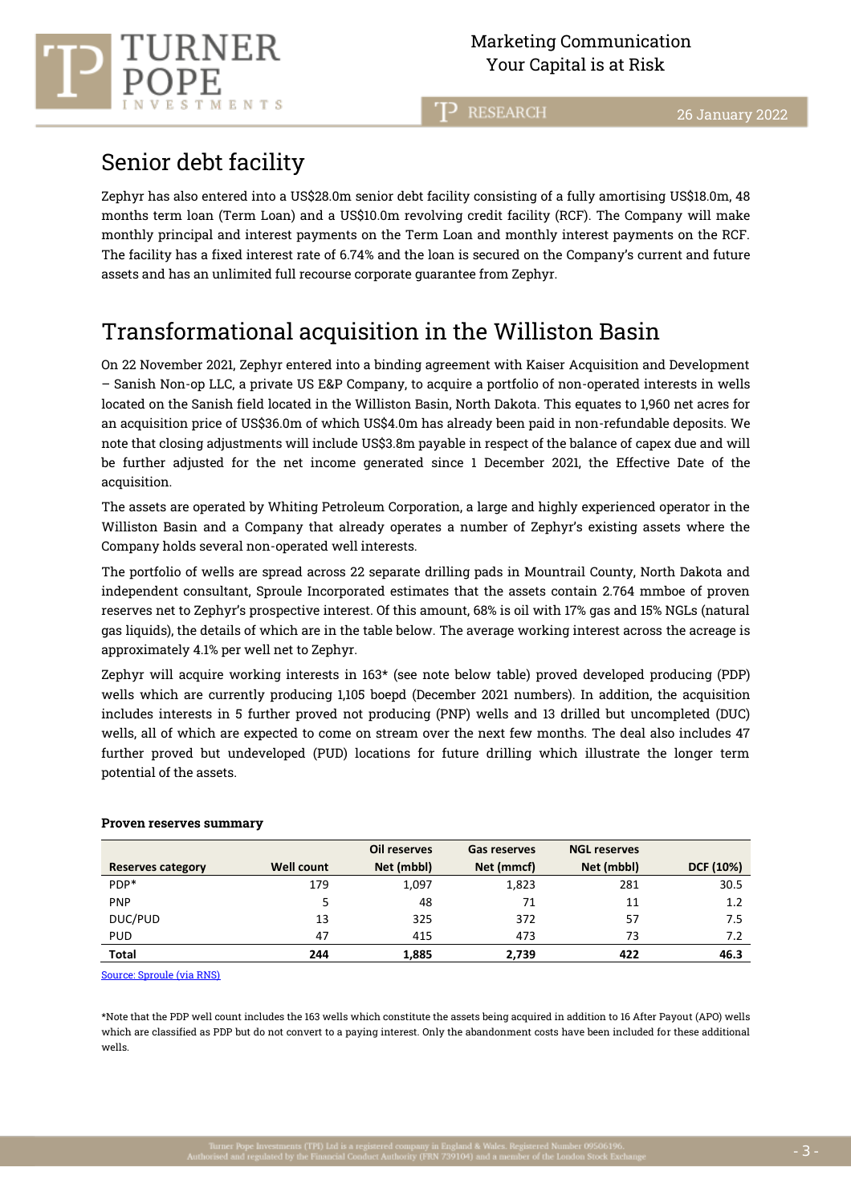## Senior debt facility

Zephyr has also entered into a US$28.0m senior debt facility consisting of a fully amortising US$18.0m, 48 months term loan (Term Loan) and a US$10.0m revolving credit facility (RCF). The Company will make monthly principal and interest payments on the Term Loan and monthly interest payments on the RCF. The facility has a fixed interest rate of 6.74% and the loan is secured on the Company's current and future assets and has an unlimited full recourse corporate guarantee from Zephyr.

## Transformational acquisition in the Williston Basin

On 22 November 2021, Zephyr entered into a binding agreement with Kaiser Acquisition and Development – Sanish Non-op LLC, a private US E&P Company, to acquire a portfolio of non-operated interests in wells located on the Sanish field located in the Williston Basin, North Dakota. This equates to 1,960 net acres for an acquisition price of US$36.0m of which US$4.0m has already been paid in non-refundable deposits. We note that closing adjustments will include US$3.8m payable in respect of the balance of capex due and will be further adjusted for the net income generated since 1 December 2021, the Effective Date of the acquisition.

The assets are operated by Whiting Petroleum Corporation, a large and highly experienced operator in the Williston Basin and a Company that already operates a number of Zephyr's existing assets where the Company holds several non-operated well interests.

The portfolio of wells are spread across 22 separate drilling pads in Mountrail County, North Dakota and independent consultant, Sproule Incorporated estimates that the assets contain 2.764 mmboe of proven reserves net to Zephyr's prospective interest. Of this amount, 68% is oil with 17% gas and 15% NGLs (natural gas liquids), the details of which are in the table below. The average working interest across the acreage is approximately 4.1% per well net to Zephyr.

Zephyr will acquire working interests in 163* (see note below table) proved developed producing (PDP) wells which are currently producing 1,105 boepd (December 2021 numbers). In addition, the acquisition includes interests in 5 further proved not producing (PNP) wells and 13 drilled but uncompleted (DUC) wells, all of which are expected to come on stream over the next few months. The deal also includes 47 further proved but undeveloped (PUD) locations for future drilling which illustrate the longer term potential of the assets.

**Proven reserves summary**

| Reserves category | Well count | Oil reserves Net (mbbl) | Gas reserves Net (mmcf) | NGL reserves Net (mbbl) | DCF (10%) |
|---|---|---|---|---|---|
| PDP* | 179 | 1,097 | 1,823 | 281 | 30.5 |
| PNP | 5 | 48 | 71 | 11 | 1.2 |
| DUC/PUD | 13 | 325 | 372 | 57 | 7.5 |
| PUD | 47 | 415 | 473 | 73 | 7.2 |
| **Total** | **244** | **1,885** | **2,739** | **422** | **46.3** |

Source: Sproule (via RNS)

*Note that the PDP well count includes the 163 wells which constitute the assets being acquired in addition to 16 After Payout (APO) wells which are classified as PDP but do not convert to a paying interest. Only the abandonment costs have been included for these additional wells.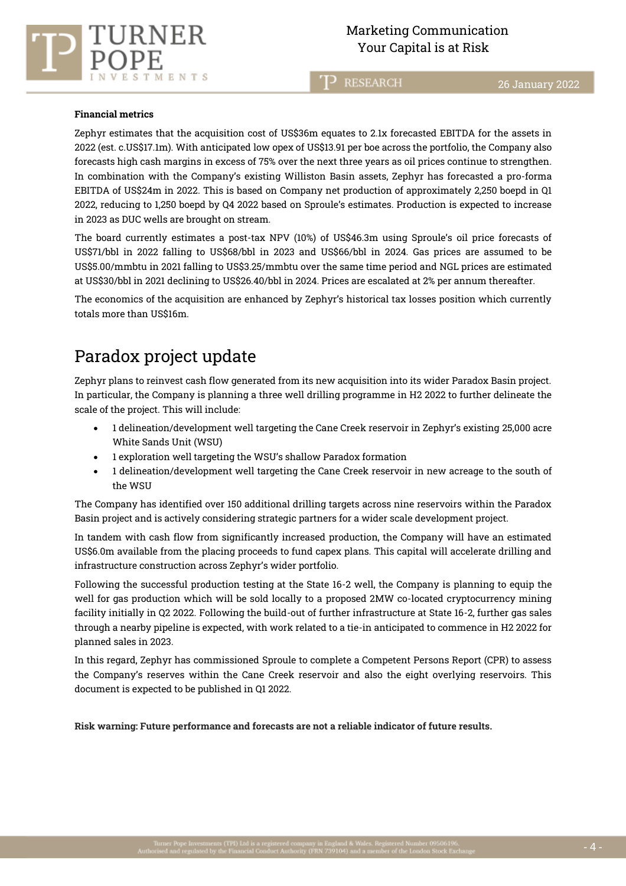**Financial metrics**

Zephyr estimates that the acquisition cost of US$36m equates to 2.1x forecasted EBITDA for the assets in 2022 (est. c.US$17.1m). With anticipated low opex of US$13.91 per boe across the portfolio, the Company also forecasts high cash margins in excess of 75% over the next three years as oil prices continue to strengthen. In combination with the Company's existing Williston Basin assets, Zephyr has forecasted a pro-forma EBITDA of US$24m in 2022. This is based on Company net production of approximately 2,250 boepd in Q1 2022, reducing to 1,250 boepd by Q4 2022 based on Sproule's estimates. Production is expected to increase in 2023 as DUC wells are brought on stream.

The board currently estimates a post-tax NPV (10%) of US$46.3m using Sproule's oil price forecasts of US$71/bbl in 2022 falling to US$68/bbl in 2023 and US$66/bbl in 2024. Gas prices are assumed to be US$5.00/mmbtu in 2021 falling to US$3.25/mmbtu over the same time period and NGL prices are estimated at US$30/bbl in 2021 declining to US$26.40/bbl in 2024. Prices are escalated at 2% per annum thereafter.

The economics of the acquisition are enhanced by Zephyr's historical tax losses position which currently totals more than US$16m.

# Paradox project update

Zephyr plans to reinvest cash flow generated from its new acquisition into its wider Paradox Basin project. In particular, the Company is planning a three well drilling programme in H2 2022 to further delineate the scale of the project. This will include:

- 1 delineation/development well targeting the Cane Creek reservoir in Zephyr's existing 25,000 acre White Sands Unit (WSU)
- 1 exploration well targeting the WSU's shallow Paradox formation
- 1 delineation/development well targeting the Cane Creek reservoir in new acreage to the south of the WSU

The Company has identified over 150 additional drilling targets across nine reservoirs within the Paradox Basin project and is actively considering strategic partners for a wider scale development project.

In tandem with cash flow from significantly increased production, the Company will have an estimated US$6.0m available from the placing proceeds to fund capex plans. This capital will accelerate drilling and infrastructure construction across Zephyr's wider portfolio.

Following the successful production testing at the State 16-2 well, the Company is planning to equip the well for gas production which will be sold locally to a proposed 2MW co-located cryptocurrency mining facility initially in Q2 2022. Following the build-out of further infrastructure at State 16-2, further gas sales through a nearby pipeline is expected, with work related to a tie-in anticipated to commence in H2 2022 for planned sales in 2023.

In this regard, Zephyr has commissioned Sproule to complete a Competent Persons Report (CPR) to assess the Company's reserves within the Cane Creek reservoir and also the eight overlying reservoirs. This document is expected to be published in Q1 2022.

**Risk warning: Future performance and forecasts are not a reliable indicator of future results.**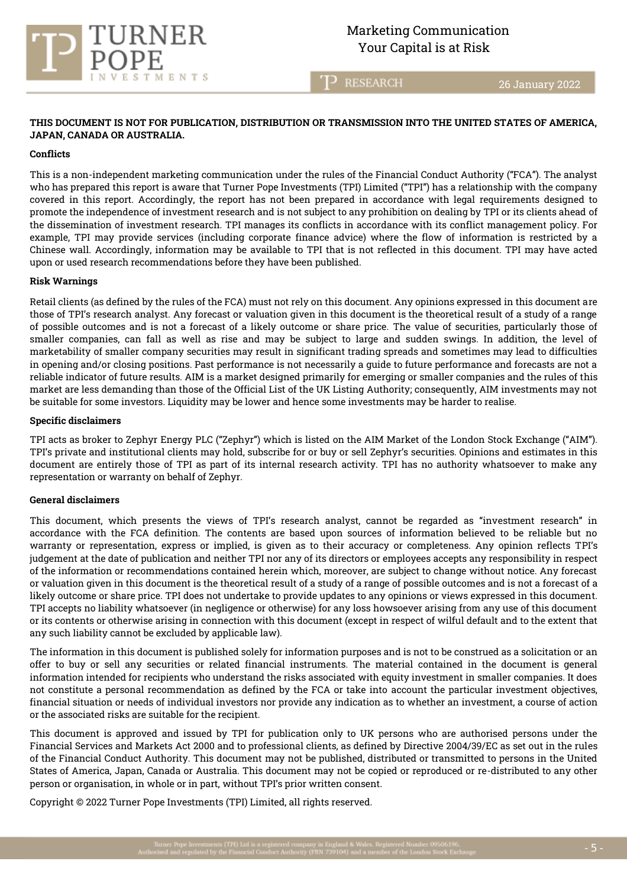Marketing Communication
Your Capital is at Risk

**THIS DOCUMENT IS NOT FOR PUBLICATION, DISTRIBUTION OR TRANSMISSION INTO THE UNITED STATES OF AMERICA, JAPAN, CANADA OR AUSTRALIA.**

**Conflicts**

This is a non-independent marketing communication under the rules of the Financial Conduct Authority ("FCA"). The analyst who has prepared this report is aware that Turner Pope Investments (TPI) Limited ("TPI") has a relationship with the company covered in this report. Accordingly, the report has not been prepared in accordance with legal requirements designed to promote the independence of investment research and is not subject to any prohibition on dealing by TPI or its clients ahead of the dissemination of investment research. TPI manages its conflicts in accordance with its conflict management policy. For example, TPI may provide services (including corporate finance advice) where the flow of information is restricted by a Chinese wall. Accordingly, information may be available to TPI that is not reflected in this document. TPI may have acted upon or used research recommendations before they have been published.

**Risk Warnings**

Retail clients (as defined by the rules of the FCA) must not rely on this document. Any opinions expressed in this document are those of TPI's research analyst. Any forecast or valuation given in this document is the theoretical result of a study of a range of possible outcomes and is not a forecast of a likely outcome or share price. The value of securities, particularly those of smaller companies, can fall as well as rise and may be subject to large and sudden swings. In addition, the level of marketability of smaller company securities may result in significant trading spreads and sometimes may lead to difficulties in opening and/or closing positions. Past performance is not necessarily a guide to future performance and forecasts are not a reliable indicator of future results. AIM is a market designed primarily for emerging or smaller companies and the rules of this market are less demanding than those of the Official List of the UK Listing Authority; consequently, AIM investments may not be suitable for some investors. Liquidity may be lower and hence some investments may be harder to realise.

**Specific disclaimers**

TPI acts as broker to Zephyr Energy PLC ("Zephyr") which is listed on the AIM Market of the London Stock Exchange ("AIM"). TPI's private and institutional clients may hold, subscribe for or buy or sell Zephyr's securities. Opinions and estimates in this document are entirely those of TPI as part of its internal research activity. TPI has no authority whatsoever to make any representation or warranty on behalf of Zephyr.

**General disclaimers**

This document, which presents the views of TPI's research analyst, cannot be regarded as "investment research" in accordance with the FCA definition. The contents are based upon sources of information believed to be reliable but no warranty or representation, express or implied, is given as to their accuracy or completeness. Any opinion reflects TPI's judgement at the date of publication and neither TPI nor any of its directors or employees accepts any responsibility in respect of the information or recommendations contained herein which, moreover, are subject to change without notice. Any forecast or valuation given in this document is the theoretical result of a study of a range of possible outcomes and is not a forecast of a likely outcome or share price. TPI does not undertake to provide updates to any opinions or views expressed in this document. TPI accepts no liability whatsoever (in negligence or otherwise) for any loss howsoever arising from any use of this document or its contents or otherwise arising in connection with this document (except in respect of wilful default and to the extent that any such liability cannot be excluded by applicable law).

The information in this document is published solely for information purposes and is not to be construed as a solicitation or an offer to buy or sell any securities or related financial instruments. The material contained in the document is general information intended for recipients who understand the risks associated with equity investment in smaller companies. It does not constitute a personal recommendation as defined by the FCA or take into account the particular investment objectives, financial situation or needs of individual investors nor provide any indication as to whether an investment, a course of action or the associated risks are suitable for the recipient.

This document is approved and issued by TPI for publication only to UK persons who are authorised persons under the Financial Services and Markets Act 2000 and to professional clients, as defined by Directive 2004/39/EC as set out in the rules of the Financial Conduct Authority. This document may not be published, distributed or transmitted to persons in the United States of America, Japan, Canada or Australia. This document may not be copied or reproduced or re-distributed to any other person or organisation, in whole or in part, without TPI's prior written consent.

Copyright © 2022 Turner Pope Investments (TPI) Limited, all rights reserved.